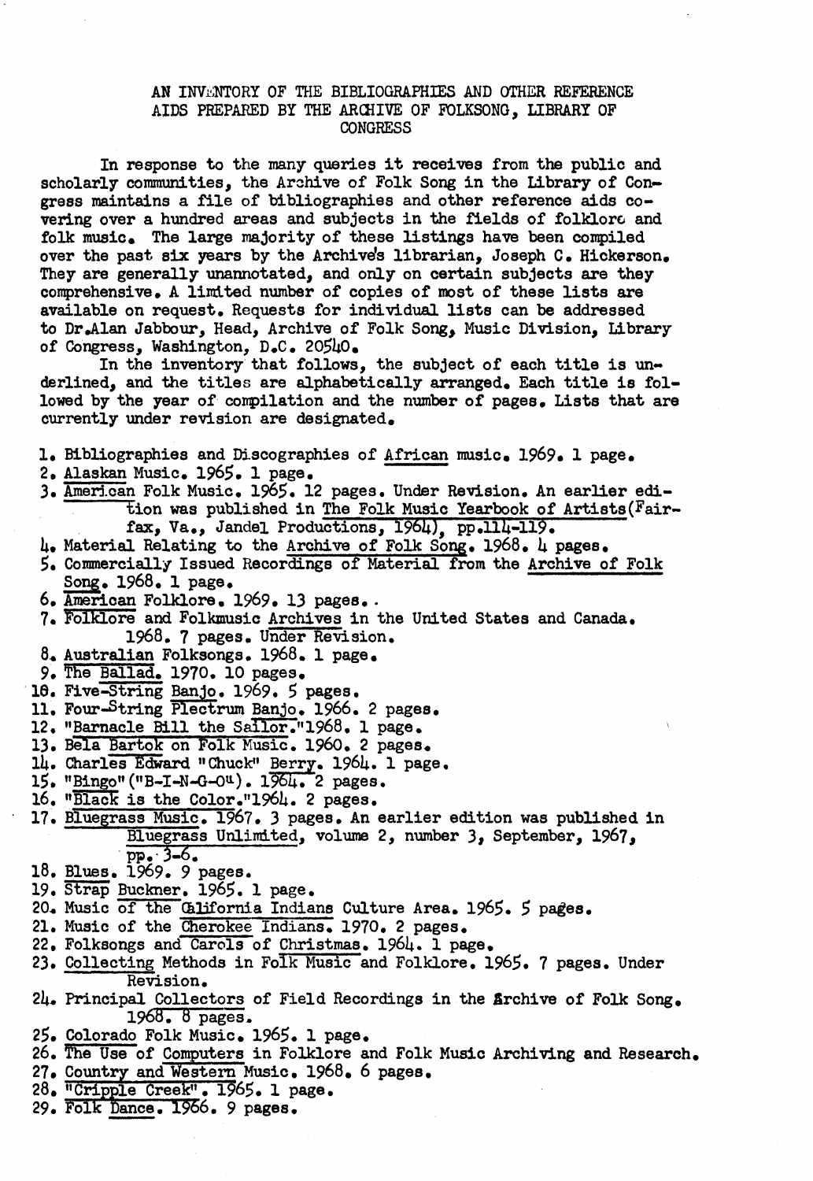# AN INVENTORY OF THE BIBLIOGRAPHIES AND OTHER REFERENCE AIDS PREPARED BY THE ARCHIVE OF FOLKSONG, LIBRARY OF CONGRESS

In response to the many queries it receives from the public and scholarly communities, the Archive of Folk Song in the Library of Congress maintains a file of bibliographies and other reference aids covering over a hundred areas and subjects in the fields of folklore and folk music. The large majority of these listings have been compiled over the past six years by the Archive's librarian, Joseph C. Hickerson. They are generally unannotated, and only on certain subjects are they comprehensive. A limited number of copies of most of these lists are available on request. Requests for individual lists can be addressed to Dr. Alan Jabbour, Head, Archive of Folk Song, Music Division, Library of Congress, Washington, D.C. 20540.

In the inventory that follows, the subject of each title is underlined, and the titles are alphabetically arranged. Each title is followed by the year of compilation and the number of pages. Lists that are currently under revision are designated.

1. Bibliographies and Discographies of African music. 1969. 1 page.
2. Alaskan Music. 1965. 1 page.
3. American Folk Music. 1965. 12 pages. Under Revision. An earlier edition was published in The Folk Music Yearbook of Artists (Fairfax, Va., Jandel Productions, 1964), pp.114-119.
4. Material Relating to the Archive of Folk Song. 1968. 4 pages.
5. Commercially Issued Recordings of Material from the Archive of Folk Song. 1968. 1 page.
6. American Folklore. 1969. 13 pages.
7. Folklore and Folkmusic Archives in the United States and Canada. 1968. 7 pages. Under Revision.
8. Australian Folksongs. 1968. 1 page.
9. The Ballad. 1970. 10 pages.
10. Five-String Banjo. 1969. 5 pages.
11. Four-String Plectrum Banjo. 1966. 2 pages.
12. "Barnacle Bill the Sailor." 1968. 1 page.
13. Bela Bartok on Folk Music. 1960. 2 pages.
14. Charles Edward "Chuck" Berry. 1964. 1 page.
15. "Bingo" ("B-I-N-G-O"). 1964. 2 pages.
16. "Black is the Color." 1964. 2 pages.
17. Bluegrass Music. 1967. 3 pages. An earlier edition was published in Bluegrass Unlimited, volume 2, number 3, September, 1967, pp. 3-6.
18. Blues. 1969. 9 pages.
19. Strap Buckner. 1965. 1 page.
20. Music of the California Indians Culture Area. 1965. 5 pages.
21. Music of the Cherokee Indians. 1970. 2 pages.
22. Folksongs and Carols of Christmas. 1964. 1 page.
23. Collecting Methods in Folk Music and Folklore. 1965. 7 pages. Under Revision.
24. Principal Collectors of Field Recordings in the Archive of Folk Song. 1968. 8 pages.
25. Colorado Folk Music. 1965. 1 page.
26. The Use of Computers in Folklore and Folk Music Archiving and Research.
27. Country and Western Music. 1968. 6 pages.
28. "Cripple Creek". 1965. 1 page.
29. Folk Dance. 1966. 9 pages.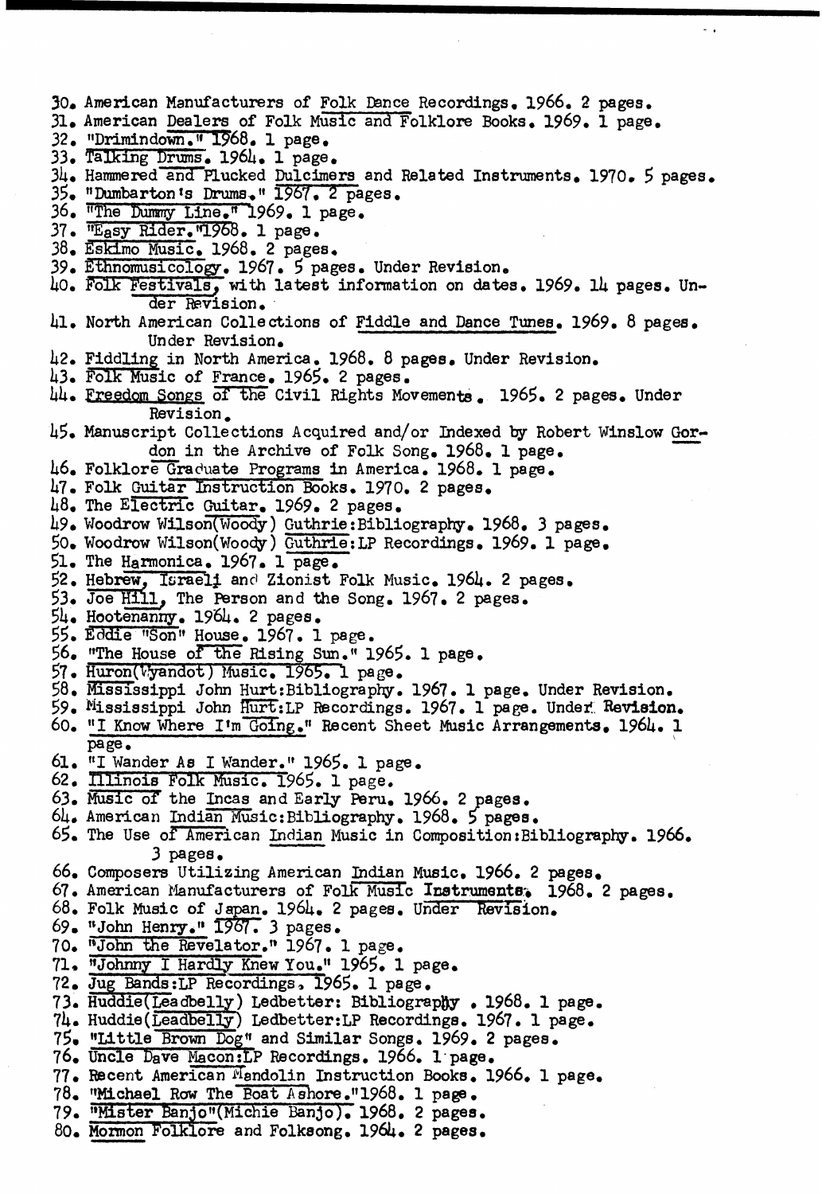30. American Manufacturers of Folk Dance Recordings. 1966. 2 pages.
31. American Dealers of Folk Music and Folklore Books. 1969. 1 page.
32. "Drimindown." 1968. 1 page.
33. Talking Drums. 1964. 1 page.
34. Hammered and Plucked Dulcimers and Related Instruments. 1970. 5 pages.
35. "Dumbarton's Drums." 1967. 2 pages.
36. "The Dummy Line." 1969. 1 page.
37. "Easy Rider." 1968. 1 page.
38. Eskimo Music. 1968. 2 pages.
39. Ethnomusicology. 1967. 5 pages. Under Revision.
40. Folk Festivals, with latest information on dates. 1969. 14 pages. Under Revision.
41. North American Collections of Fiddle and Dance Tunes. 1969. 8 pages. Under Revision.
42. Fiddling in North America. 1968. 8 pages. Under Revision.
43. Folk Music of France. 1965. 2 pages.
44. Freedom Songs of the Civil Rights Movements. 1965. 2 pages. Under Revision.
45. Manuscript Collections Acquired and/or Indexed by Robert Winslow Gordon in the Archive of Folk Song. 1968. 1 page.
46. Folklore Graduate Programs in America. 1968. 1 page.
47. Folk Guitar Instruction Books. 1970. 2 pages.
48. The Electric Guitar. 1969. 2 pages.
49. Woodrow Wilson(Woody) Guthrie:Bibliography. 1968. 3 pages.
50. Woodrow Wilson(Woody) Guthrie:LP Recordings. 1969. 1 page.
51. The Harmonica. 1967. 1 page.
52. Hebrew, Israeli and Zionist Folk Music. 1964. 2 pages.
53. Joe Hill, The Person and the Song. 1967. 2 pages.
54. Hootenanny. 1964. 2 pages.
55. Eddie "Son" House. 1967. 1 page.
56. "The House of the Rising Sun." 1965. 1 page.
57. Huron(Wyandot) Music. 1965. 1 page.
58. Mississippi John Hurt:Bibliography. 1967. 1 page. Under Revision.
59. Mississippi John Hurt:LP Recordings. 1967. 1 page. Under Revision.
60. "I Know Where I'm Going." Recent Sheet Music Arrangements. 1964. 1 page.
61. "I Wander As I Wander." 1965. 1 page.
62. Illinois Folk Music. 1965. 1 page.
63. Music of the Incas and Early Peru. 1966. 2 pages.
64. American Indian Music:Bibliography. 1968. 5 pages.
65. The Use of American Indian Music in Composition:Bibliography. 1966. 3 pages.
66. Composers Utilizing American Indian Music. 1966. 2 pages.
67. American Manufacturers of Folk Music Instruments. 1968. 2 pages.
68. Folk Music of Japan. 1964. 2 pages. Under Revision.
69. "John Henry." 1967. 3 pages.
70. "John the Revelator." 1967. 1 page.
71. "Johnny I Hardly Knew You." 1965. 1 page.
72. Jug Bands:LP Recordings. 1965. 1 page.
73. Huddie(Leadbelly) Ledbetter: Bibliography . 1968. 1 page.
74. Huddie(Leadbelly) Ledbetter:LP Recordings. 1967. 1 page.
75. "Little Brown Dog" and Similar Songs. 1969. 2 pages.
76. Uncle Dave Macon:LP Recordings. 1966. 1 page.
77. Recent American Mandolin Instruction Books. 1966. 1 page.
78. "Michael Row The Boat Ashore."1968. 1 page.
79. "Mister Banjo"(Michie Banjo). 1968. 2 pages.
80. Mormon Folklore and Folksong. 1964. 2 pages.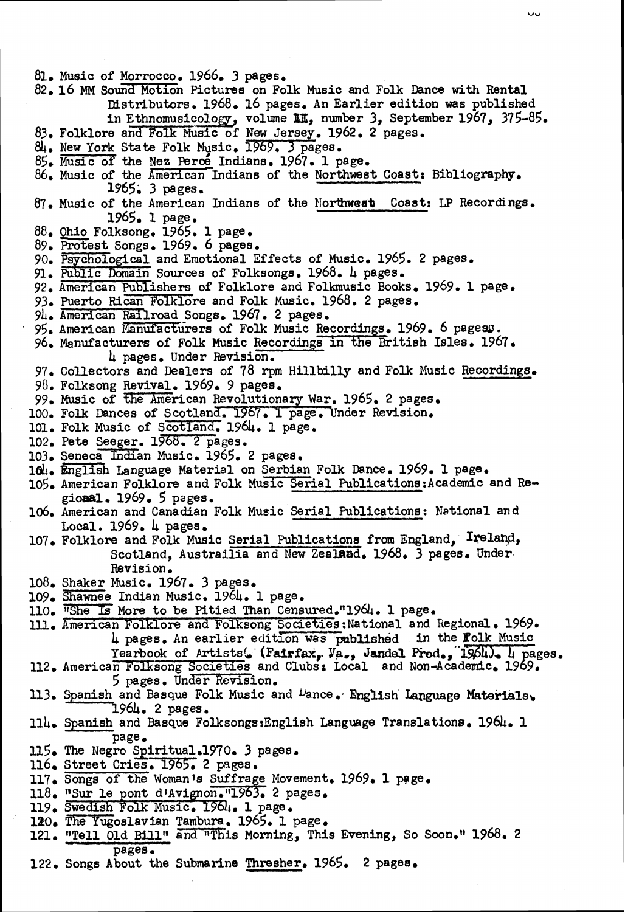81. Music of Morrocco. 1966. 3 pages.
82. 16 MM Sound Motion Pictures on Folk Music and Folk Dance with Rental Distributors. 1968. 16 pages. An Earlier edition was published in Ethnomusicology, volume XI, number 3, September 1967, 375-85.
83. Folklore and Folk Music of New Jersey. 1962. 2 pages.
84. New York State Folk Music. 1969. 3 pages.
85. Music of the Nez Percé Indians. 1967. 1 page.
86. Music of the American Indians of the Northwest Coast: Bibliography. 1965. 3 pages.
87. Music of the American Indians of the Northwest Coast: LP Recordings. 1965. 1 page.
88. Ohio Folksong. 1965. 1 page.
89. Protest Songs. 1969. 6 pages.
90. Psychological and Emotional Effects of Music. 1965. 2 pages.
91. Public Domain Sources of Folksongs. 1968. 4 pages.
92. American Publishers of Folklore and Folkmusic Books. 1969. 1 page.
93. Puerto Rican Folklore and Folk Music. 1968. 2 pages.
94. American Railroad Songs. 1967. 2 pages.
95. American Manufacturers of Folk Music Recordings. 1969. 6 pages.
96. Manufacturers of Folk Music Recordings in the British Isles. 1967. 4 pages. Under Revision.
97. Collectors and Dealers of 78 rpm Hillbilly and Folk Music Recordings.
98. Folksong Revival. 1969. 9 pages.
99. Music of the American Revolutionary War. 1965. 2 pages.
100. Folk Dances of Scotland. 1967. 1 page. Under Revision.
101. Folk Music of Scotland. 1964. 1 page.
102. Pete Seeger. 1968. 2 pages.
103. Seneca Indian Music. 1965. 2 pages.
104. English Language Material on Serbian Folk Dance. 1969. 1 page.
105. American Folklore and Folk Music Serial Publications: Academic and Regional. 1969. 5 pages.
106. American and Canadian Folk Music Serial Publications: National and Local. 1969. 4 pages.
107. Folklore and Folk Music Serial Publications from England, Ireland, Scotland, Austrailia and New Zealand. 1968. 3 pages. Under Revision.
108. Shaker Music. 1967. 3 pages.
109. Shawnee Indian Music. 1964. 1 page.
110. "She Is More to be Pitied Than Censured."1964. 1 page.
111. American Folklore and Folksong Societies: National and Regional. 1969. 4 pages. An earlier edition was published in the Folk Music Yearbook of Artists. (Fairfax, Va., Jandel Prod., 1964). 4 pages.
112. American Folksong Societies and Clubs: Local and Non-Academic. 1969. 5 pages. Under Revision.
113. Spanish and Basque Folk Music and Dance. English Language Materials. 1964. 2 pages.
114. Spanish and Basque Folksongs: English Language Translations. 1964. 1 page.
115. The Negro Spiritual. 1970. 3 pages.
116. Street Cries. 1965. 2 pages.
117. Songs of the Woman's Suffrage Movement. 1969. 1 page.
118. "Sur le pont d'Avignon." 1963. 2 pages.
119. Swedish Folk Music. 1964. 1 page.
120. The Yugoslavian Tambura. 1965. 1 page.
121. "Tell Old Bill" and "This Morning, This Evening, So Soon." 1968. 2 pages.
122. Songs About the Submarine Thresher. 1965. 2 pages.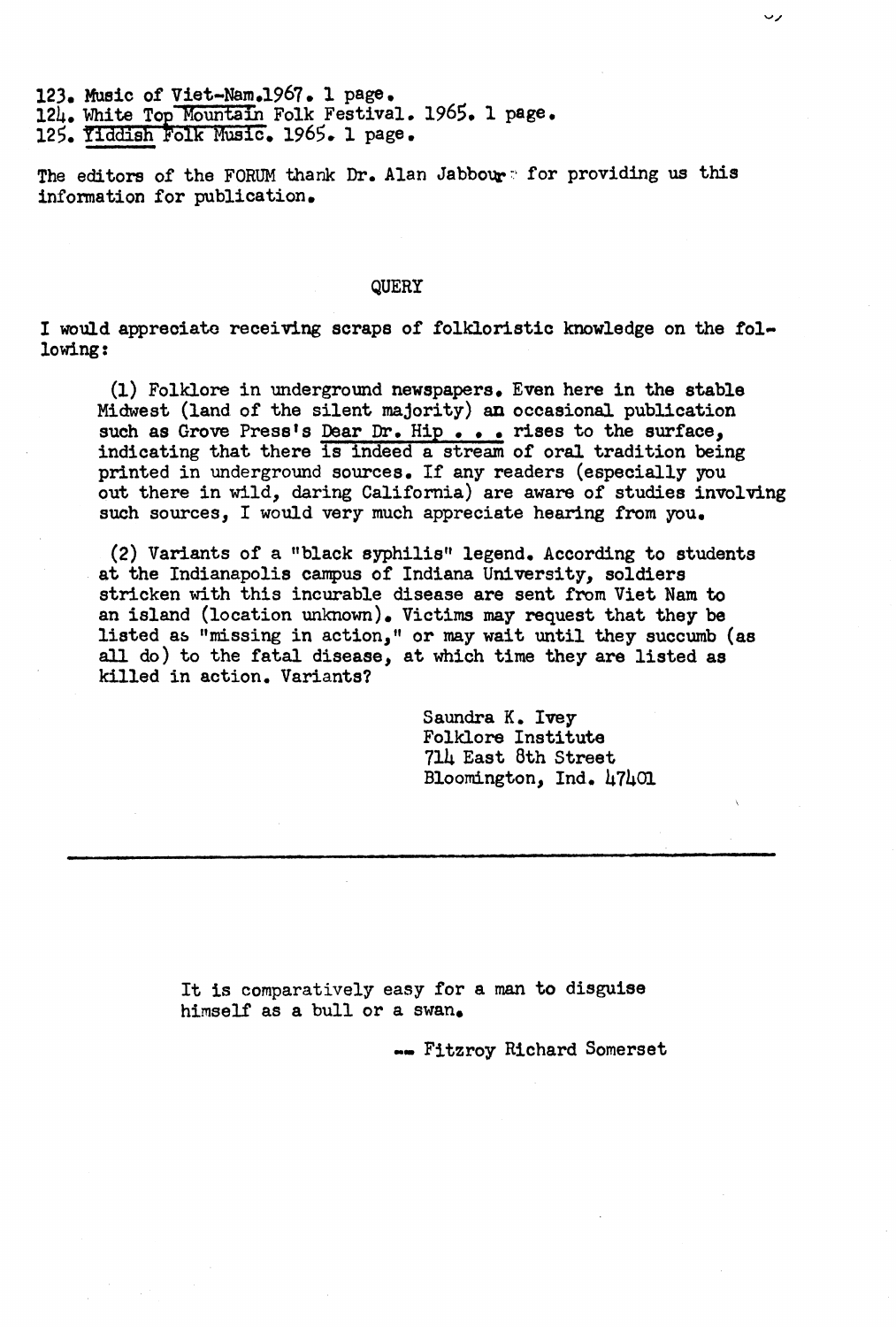123. Music of Viet-Nam.1967. 1 page.
124. White Top Mountain Folk Festival. 1965. 1 page.
125. Yiddish Folk Music. 1965. 1 page.

The editors of the FORUM thank Dr. Alan Jabbour for providing us this information for publication.

## QUERY

I would appreciate receiving scraps of folkloristic knowledge on the following:

(1) Folklore in underground newspapers. Even here in the stable Midwest (land of the silent majority) an occasional publication such as Grove Press's Dear Dr. Hip . . . rises to the surface, indicating that there is indeed a stream of oral tradition being printed in underground sources. If any readers (especially you out there in wild, daring California) are aware of studies involving such sources, I would very much appreciate hearing from you.

(2) Variants of a "black syphilis" legend. According to students at the Indianapolis campus of Indiana University, soldiers stricken with this incurable disease are sent from Viet Nam to an island (location unknown). Victims may request that they be listed as "missing in action," or may wait until they succumb (as all do) to the fatal disease, at which time they are listed as killed in action. Variants?

Saundra K. Ivey
Folklore Institute
714 East 8th Street
Bloomington, Ind. 47401

---

It is comparatively easy for a man to disguise himself as a bull or a swan.

— Fitzroy Richard Somerset